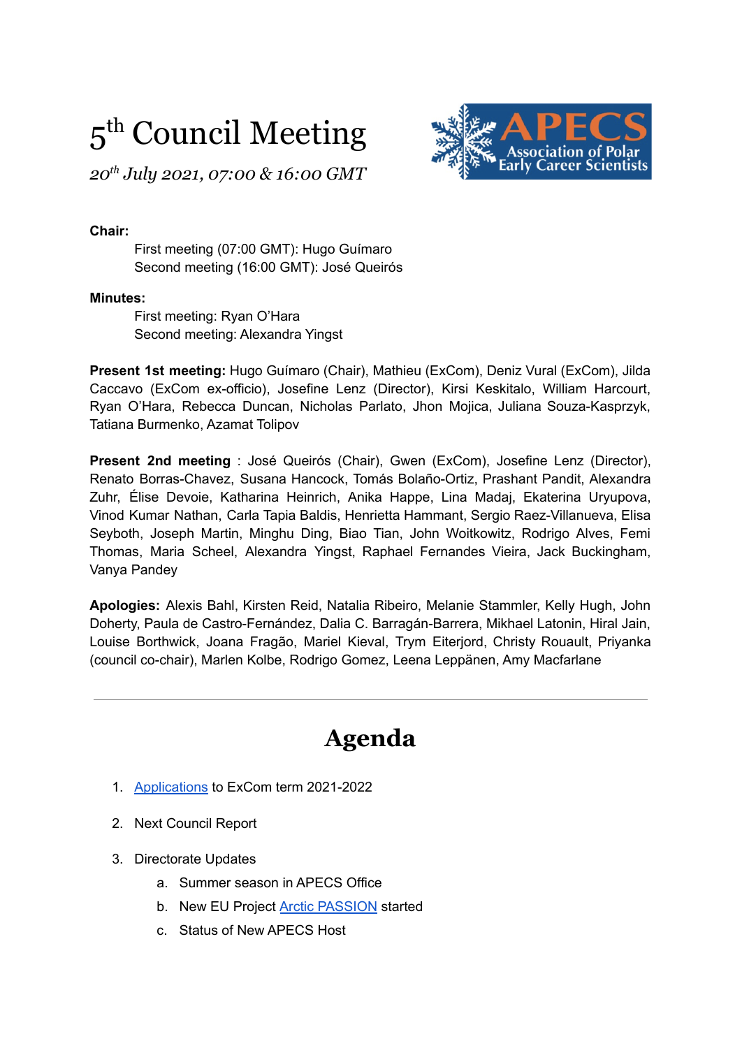# 5th Council Meeting

*20th July 2021, 07:00 & 16:00 GMT*

**Chair:**

First meeting (07:00 GMT): Hugo Guímaro
Second meeting (16:00 GMT): José Queirós

**Minutes:**

First meeting: Ryan O'Hara
Second meeting: Alexandra Yingst

**Present 1st meeting:** Hugo Guímaro (Chair), Mathieu (ExCom), Deniz Vural (ExCom), Jilda Caccavo (ExCom ex-officio), Josefine Lenz (Director), Kirsi Keskitalo, William Harcourt, Ryan O'Hara, Rebecca Duncan, Nicholas Parlato, Jhon Mojica, Juliana Souza-Kasprzyk, Tatiana Burmenko, Azamat Tolipov

**Present 2nd meeting** : José Queirós (Chair), Gwen (ExCom), Josefine Lenz (Director), Renato Borras-Chavez, Susana Hancock, Tomás Bolaño-Ortiz, Prashant Pandit, Alexandra Zuhr, Élise Devoie, Katharina Heinrich, Anika Happe, Lina Madaj, Ekaterina Uryupova, Vinod Kumar Nathan, Carla Tapia Baldis, Henrietta Hammant, Sergio Raez-Villanueva, Elisa Seyboth, Joseph Martin, Minghu Ding, Biao Tian, John Woitkowitz, Rodrigo Alves, Femi Thomas, Maria Scheel, Alexandra Yingst, Raphael Fernandes Vieira, Jack Buckingham, Vanya Pandey

**Apologies:** Alexis Bahl, Kirsten Reid, Natalia Ribeiro, Melanie Stammler, Kelly Hugh, John Doherty, Paula de Castro-Fernández, Dalia C. Barragán-Barrera, Mikhael Latonin, Hiral Jain, Louise Borthwick, Joana Fragão, Mariel Kieval, Trym Eiterjord, Christy Rouault, Priyanka (council co-chair), Marlen Kolbe, Rodrigo Gomez, Leena Leppänen, Amy Macfarlane

---

# Agenda

1. Applications to ExCom term 2021-2022
2. Next Council Report
3. Directorate Updates
    a. Summer season in APECS Office
    b. New EU Project Arctic PASSION started
    c. Status of New APECS Host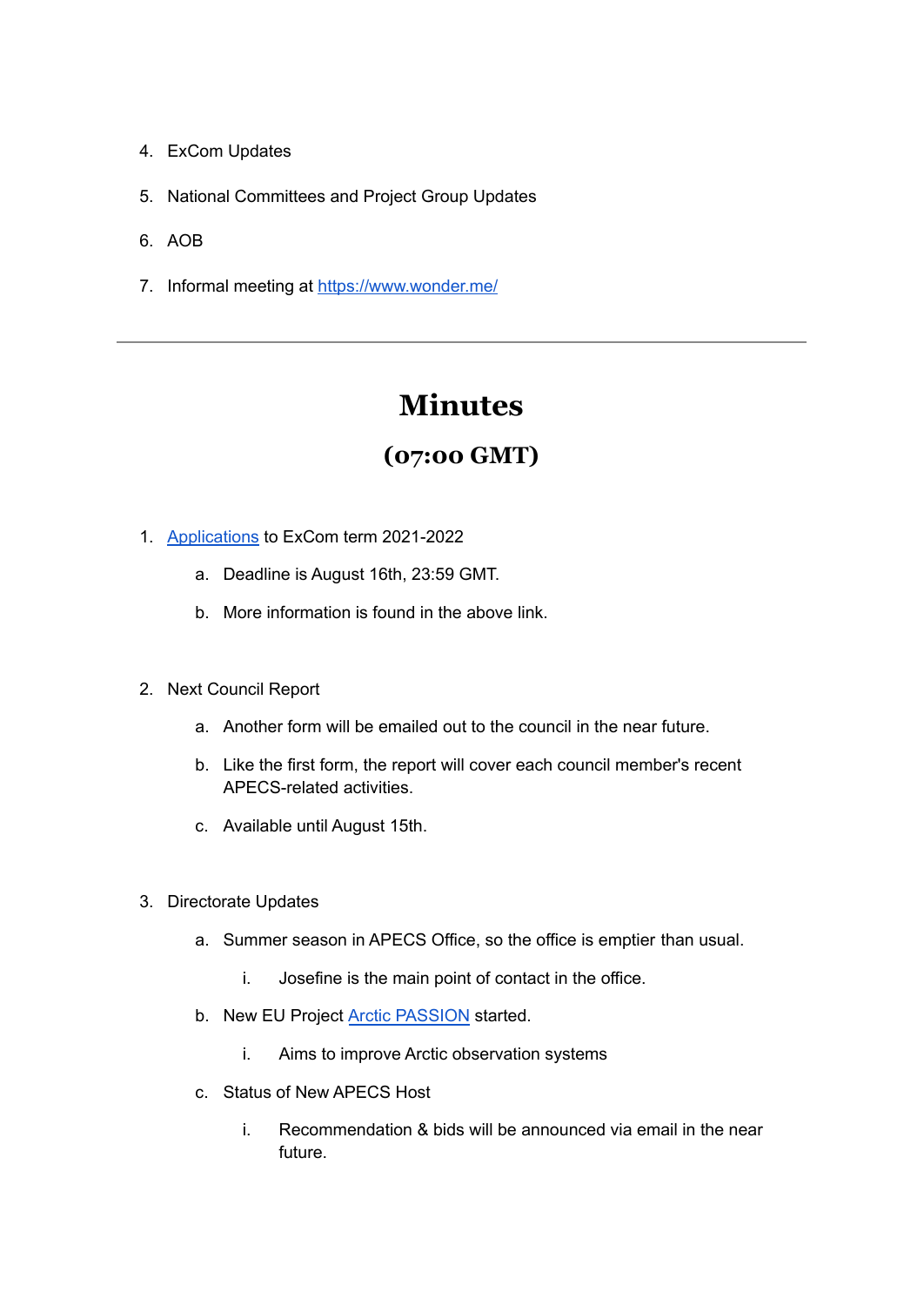4. ExCom Updates
5. National Committees and Project Group Updates
6. AOB
7. Informal meeting at https://www.wonder.me/

---

# Minutes

## (07:00 GMT)

1. Applications to ExCom term 2021-2022
    a. Deadline is August 16th, 23:59 GMT.
    b. More information is found in the above link.

2. Next Council Report
    a. Another form will be emailed out to the council in the near future.
    b. Like the first form, the report will cover each council member's recent APECS-related activities.
    c. Available until August 15th.

3. Directorate Updates
    a. Summer season in APECS Office, so the office is emptier than usual.
        i. Josefine is the main point of contact in the office.
    b. New EU Project Arctic PASSION started.
        i. Aims to improve Arctic observation systems
    c. Status of New APECS Host
        i. Recommendation & bids will be announced via email in the near future.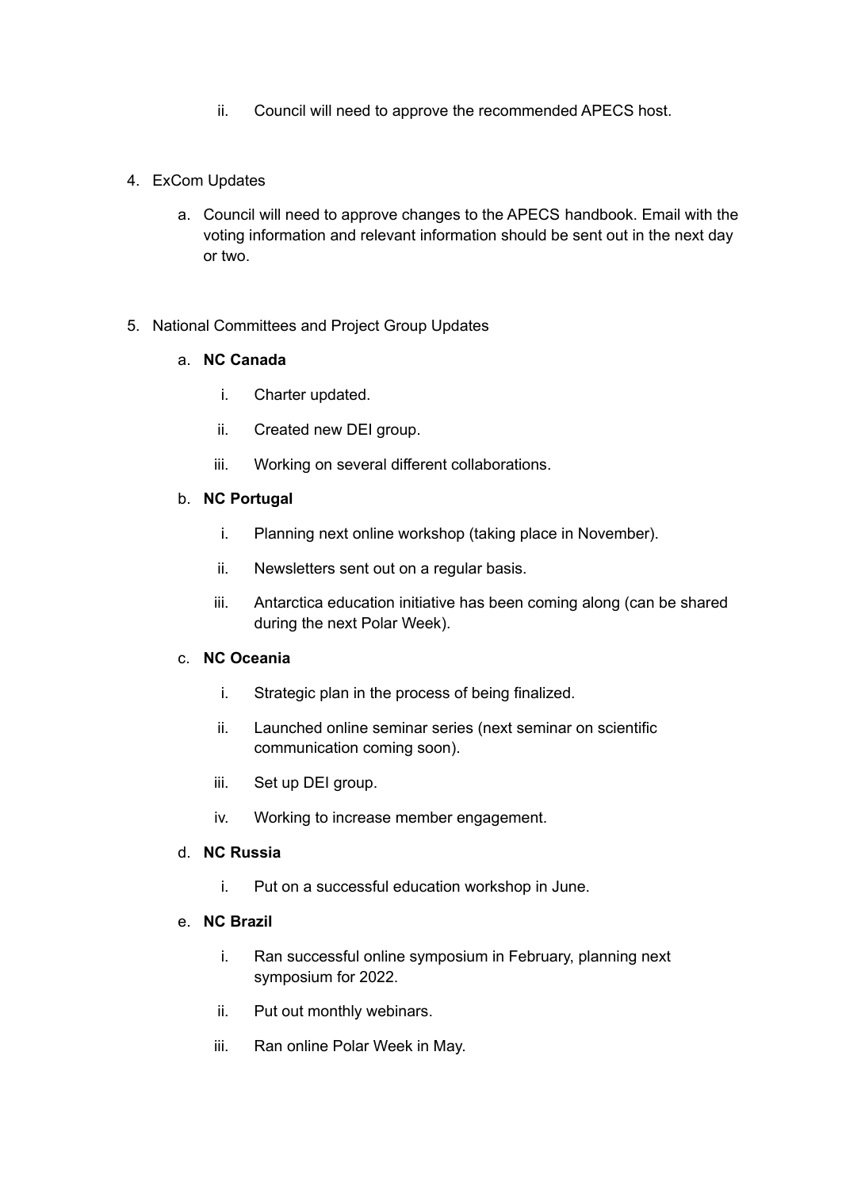ii. Council will need to approve the recommended APECS host.

4. ExCom Updates

    a. Council will need to approve changes to the APECS handbook. Email with the voting information and relevant information should be sent out in the next day or two.

5. National Committees and Project Group Updates

    a. **NC Canada**

        i. Charter updated.

        ii. Created new DEI group.

        iii. Working on several different collaborations.

    b. **NC Portugal**

        i. Planning next online workshop (taking place in November).

        ii. Newsletters sent out on a regular basis.

        iii. Antarctica education initiative has been coming along (can be shared during the next Polar Week).

    c. **NC Oceania**

        i. Strategic plan in the process of being finalized.

        ii. Launched online seminar series (next seminar on scientific communication coming soon).

        iii. Set up DEI group.

        iv. Working to increase member engagement.

    d. **NC Russia**

        i. Put on a successful education workshop in June.

    e. **NC Brazil**

        i. Ran successful online symposium in February, planning next symposium for 2022.

        ii. Put out monthly webinars.

        iii. Ran online Polar Week in May.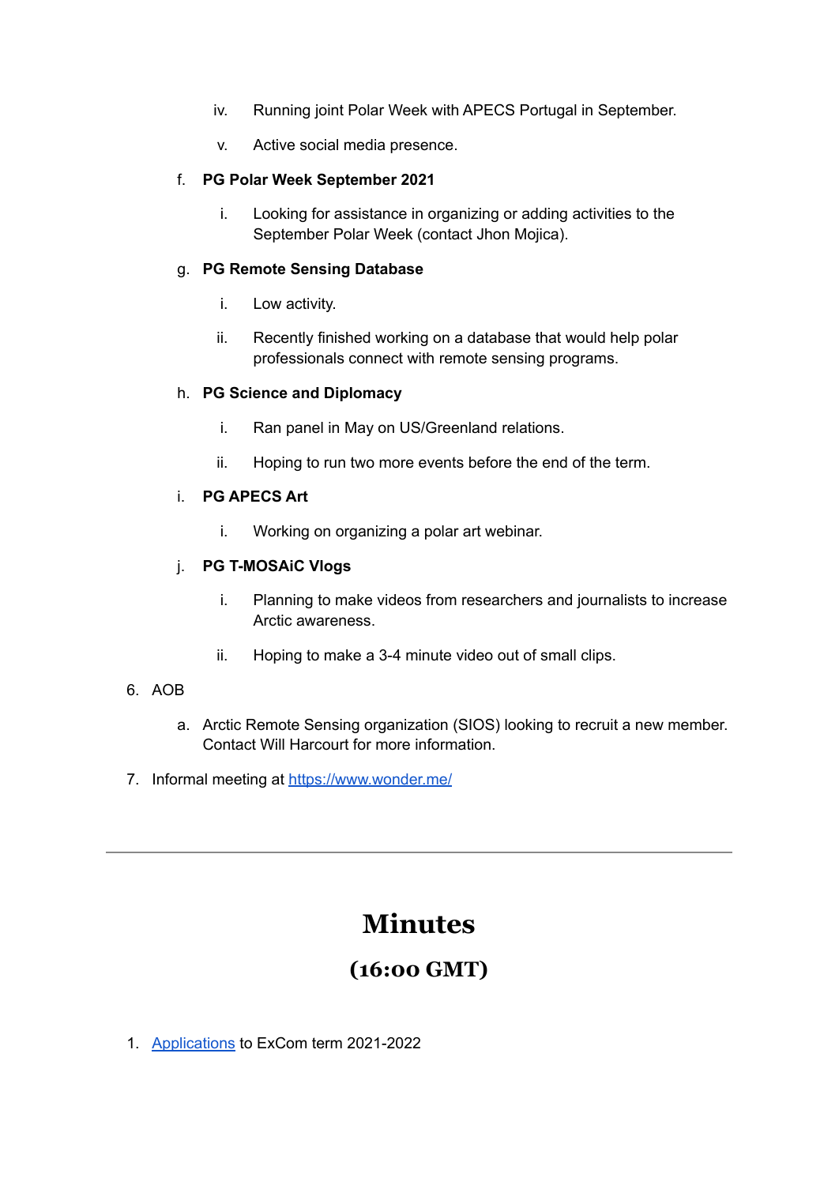iv. Running joint Polar Week with APECS Portugal in September.

   v. Active social media presence.

   f. **PG Polar Week September 2021**

      i. Looking for assistance in organizing or adding activities to the September Polar Week (contact Jhon Mojica).

   g. **PG Remote Sensing Database**

      i. Low activity.

      ii. Recently finished working on a database that would help polar professionals connect with remote sensing programs.

   h. **PG Science and Diplomacy**

      i. Ran panel in May on US/Greenland relations.

      ii. Hoping to run two more events before the end of the term.

   i. **PG APECS Art**

      i. Working on organizing a polar art webinar.

   j. **PG T-MOSAiC Vlogs**

      i. Planning to make videos from researchers and journalists to increase Arctic awareness.

      ii. Hoping to make a 3-4 minute video out of small clips.

6. AOB

   a. Arctic Remote Sensing organization (SIOS) looking to recruit a new member. Contact Will Harcourt for more information.

7. Informal meeting at https://www.wonder.me/

---

# Minutes

## (16:00 GMT)

1. Applications to ExCom term 2021-2022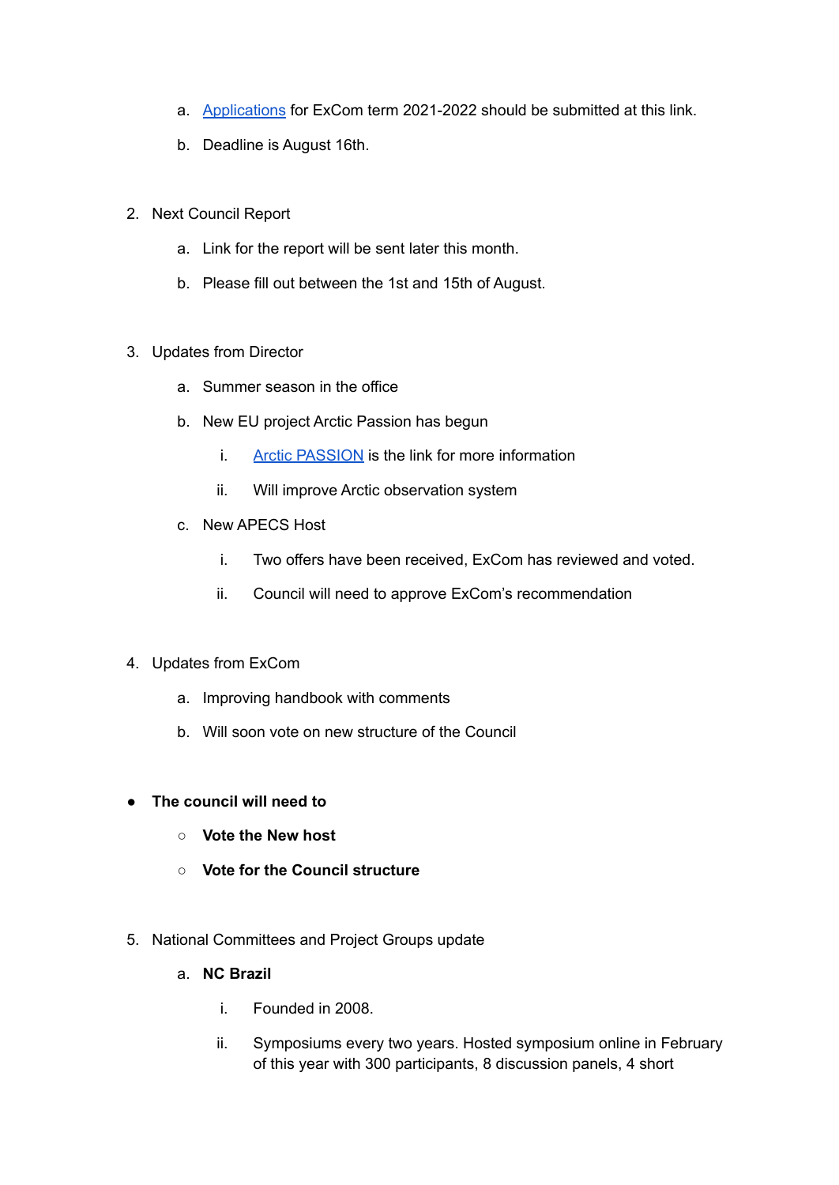a. [Applications](#) for ExCom term 2021-2022 should be submitted at this link.
   b. Deadline is August 16th.

2. Next Council Report
   a. Link for the report will be sent later this month.
   b. Please fill out between the 1st and 15th of August.

3. Updates from Director
   a. Summer season in the office
   b. New EU project Arctic Passion has begun
      i. [Arctic PASSION](#) is the link for more information
      ii. Will improve Arctic observation system
   c. New APECS Host
      i. Two offers have been received, ExCom has reviewed and voted.
      ii. Council will need to approve ExCom's recommendation

4. Updates from ExCom
   a. Improving handbook with comments
   b. Will soon vote on new structure of the Council

- **The council will need to**
  - **Vote the New host**
  - **Vote for the Council structure**

5. National Committees and Project Groups update
   a. **NC Brazil**
      i. Founded in 2008.
      ii. Symposiums every two years. Hosted symposium online in February of this year with 300 participants, 8 discussion panels, 4 short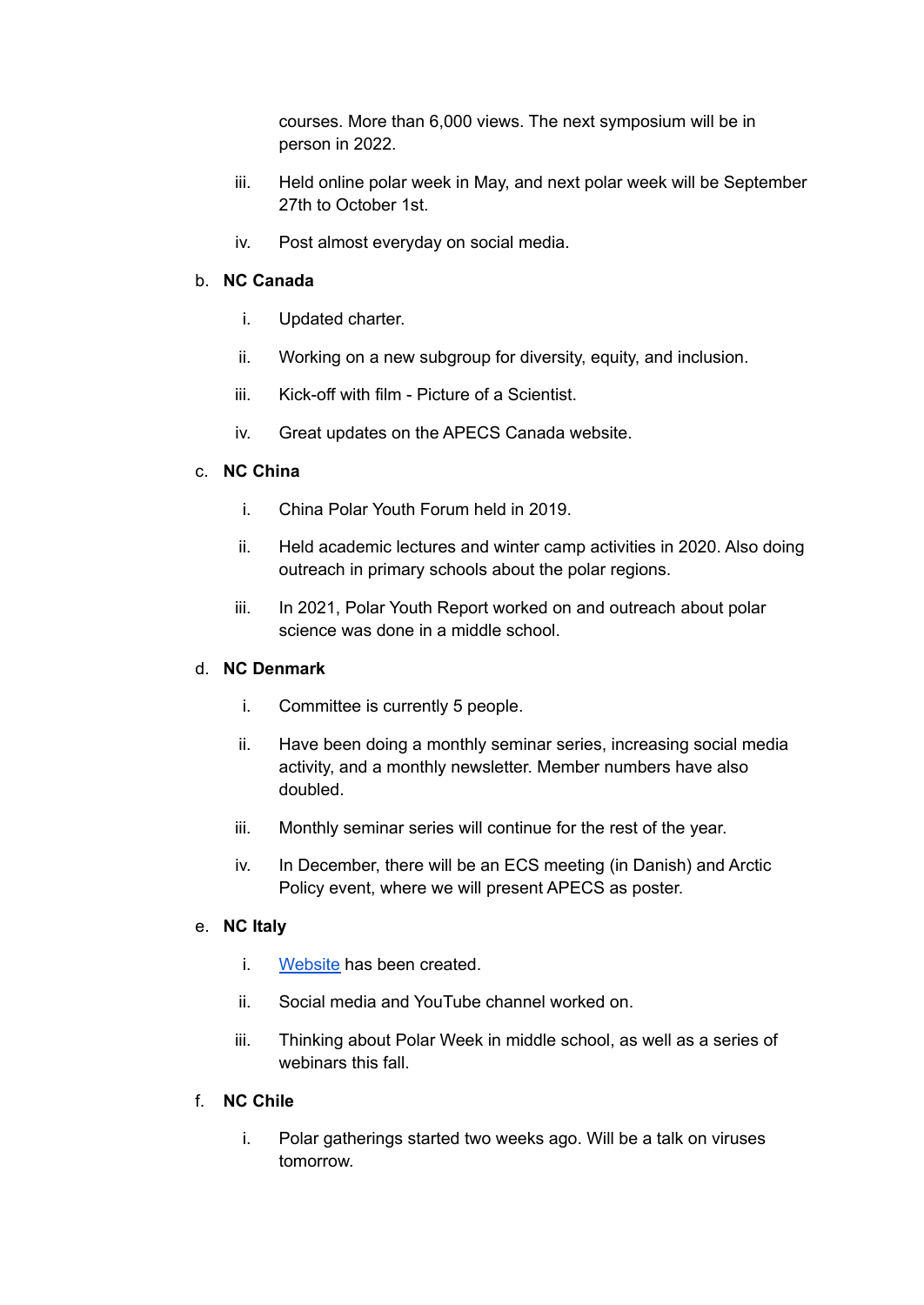courses. More than 6,000 views. The next symposium will be in person in 2022.

iii. Held online polar week in May, and next polar week will be September 27th to October 1st.

iv. Post almost everyday on social media.

b. **NC Canada**

i. Updated charter.

ii. Working on a new subgroup for diversity, equity, and inclusion.

iii. Kick-off with film - Picture of a Scientist.

iv. Great updates on the APECS Canada website.

c. **NC China**

i. China Polar Youth Forum held in 2019.

ii. Held academic lectures and winter camp activities in 2020. Also doing outreach in primary schools about the polar regions.

iii. In 2021, Polar Youth Report worked on and outreach about polar science was done in a middle school.

d. **NC Denmark**

i. Committee is currently 5 people.

ii. Have been doing a monthly seminar series, increasing social media activity, and a monthly newsletter. Member numbers have also doubled.

iii. Monthly seminar series will continue for the rest of the year.

iv. In December, there will be an ECS meeting (in Danish) and Arctic Policy event, where we will present APECS as poster.

e. **NC Italy**

i. Website has been created.

ii. Social media and YouTube channel worked on.

iii. Thinking about Polar Week in middle school, as well as a series of webinars this fall.

f. **NC Chile**

i. Polar gatherings started two weeks ago. Will be a talk on viruses tomorrow.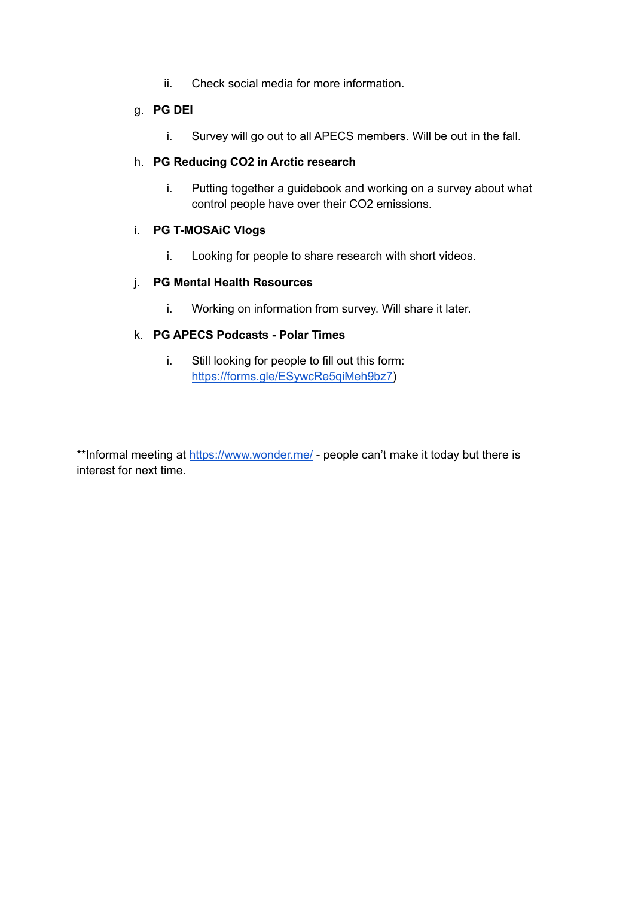ii. Check social media for more information.

g. **PG DEI**

   i. Survey will go out to all APECS members. Will be out in the fall.

h. **PG Reducing CO2 in Arctic research**

   i. Putting together a guidebook and working on a survey about what control people have over their CO2 emissions.

i. **PG T-MOSAiC Vlogs**

   i. Looking for people to share research with short videos.

j. **PG Mental Health Resources**

   i. Working on information from survey. Will share it later.

k. **PG APECS Podcasts - Polar Times**

   i. Still looking for people to fill out this form: [https://forms.gle/ESywcRe5qiMeh9bz7](https://forms.gle/ESywcRe5qiMeh9bz7))

**Informal meeting at [https://www.wonder.me/](https://www.wonder.me/) - people can't make it today but there is interest for next time.